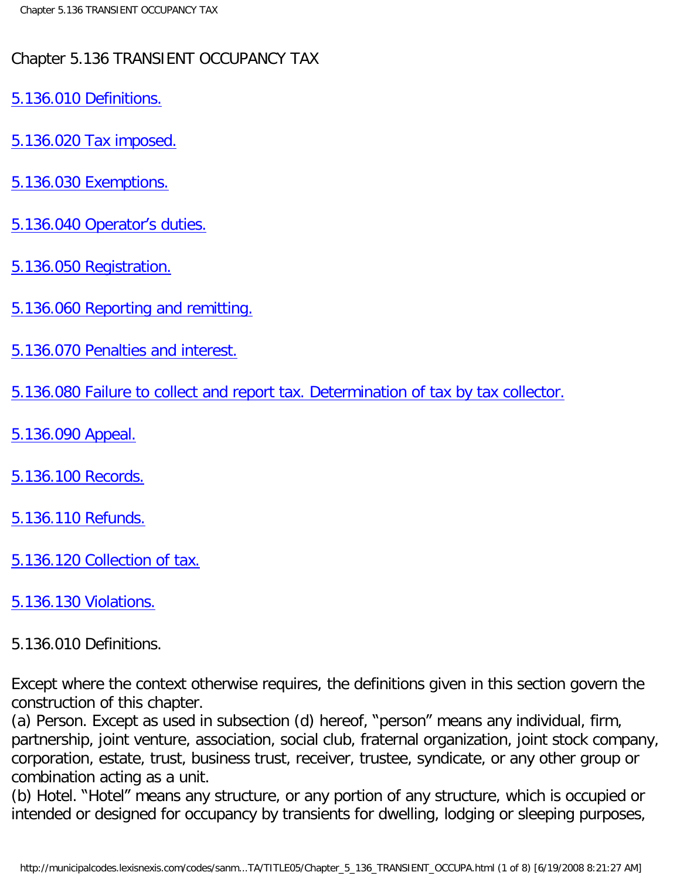# Chapter 5.136 TRANSIENT OCCUPANCY TAX

[5.136.010 Definitions.]

[5.136.020 Tax imposed.]

[5.136.030 Exemptions.]

[5.136.040 Operator’s duties.]

[5.136.050 Registration.]

[5.136.060 Reporting and remitting.]

[5.136.070 Penalties and interest.]

[5.136.080 Failure to collect and report tax. Determination of tax by tax collector.]

[5.136.090 Appeal.]

[5.136.100 Records.]

[5.136.110 Refunds.]

[5.136.120 Collection of tax.]

[5.136.130 Violations.]

## 5.136.010 Definitions.

Except where the context otherwise requires, the definitions given in this section govern the construction of this chapter.

(a) Person. Except as used in subsection (d) hereof, “person” means any individual, firm, partnership, joint venture, association, social club, fraternal organization, joint stock company, corporation, estate, trust, business trust, receiver, trustee, syndicate, or any other group or combination acting as a unit.

(b) Hotel. “Hotel” means any structure, or any portion of any structure, which is occupied or intended or designed for occupancy by transients for dwelling, lodging or sleeping purposes,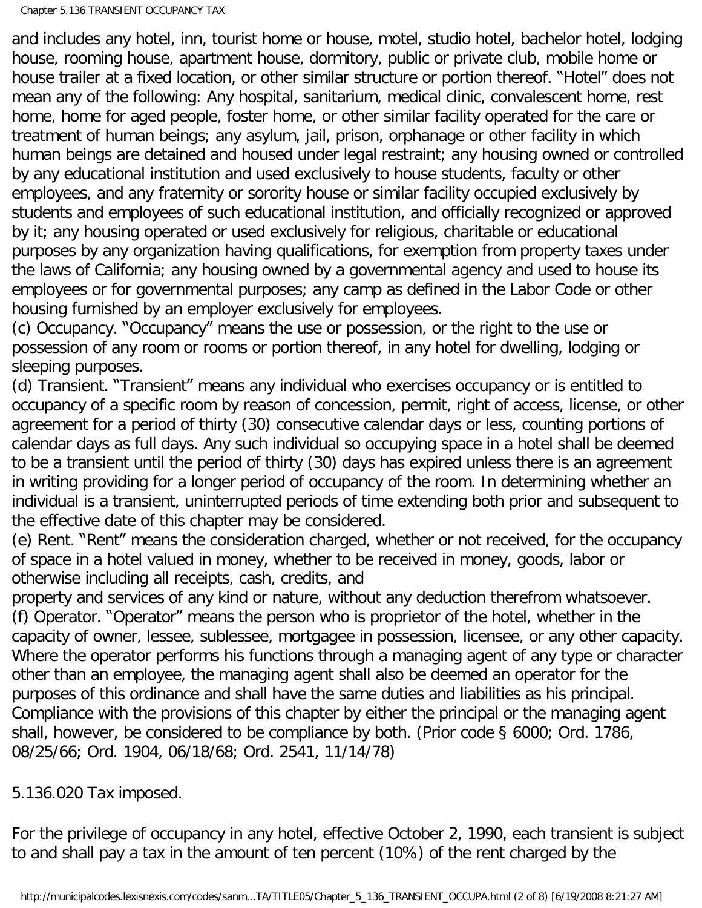and includes any hotel, inn, tourist home or house, motel, studio hotel, bachelor hotel, lodging house, rooming house, apartment house, dormitory, public or private club, mobile home or house trailer at a fixed location, or other similar structure or portion thereof. "Hotel" does not mean any of the following: Any hospital, sanitarium, medical clinic, convalescent home, rest home, home for aged people, foster home, or other similar facility operated for the care or treatment of human beings; any asylum, jail, prison, orphanage or other facility in which human beings are detained and housed under legal restraint; any housing owned or controlled by any educational institution and used exclusively to house students, faculty or other employees, and any fraternity or sorority house or similar facility occupied exclusively by students and employees of such educational institution, and officially recognized or approved by it; any housing operated or used exclusively for religious, charitable or educational purposes by any organization having qualifications, for exemption from property taxes under the laws of California; any housing owned by a governmental agency and used to house its employees or for governmental purposes; any camp as defined in the Labor Code or other housing furnished by an employer exclusively for employees.

(c) Occupancy. "Occupancy" means the use or possession, or the right to the use or possession of any room or rooms or portion thereof, in any hotel for dwelling, lodging or sleeping purposes.

(d) Transient. "Transient" means any individual who exercises occupancy or is entitled to occupancy of a specific room by reason of concession, permit, right of access, license, or other agreement for a period of thirty (30) consecutive calendar days or less, counting portions of calendar days as full days. Any such individual so occupying space in a hotel shall be deemed to be a transient until the period of thirty (30) days has expired unless there is an agreement in writing providing for a longer period of occupancy of the room. In determining whether an individual is a transient, uninterrupted periods of time extending both prior and subsequent to the effective date of this chapter may be considered.

(e) Rent. "Rent" means the consideration charged, whether or not received, for the occupancy of space in a hotel valued in money, whether to be received in money, goods, labor or otherwise including all receipts, cash, credits, and property and services of any kind or nature, without any deduction therefrom whatsoever.

(f) Operator. "Operator" means the person who is proprietor of the hotel, whether in the capacity of owner, lessee, sublessee, mortgagee in possession, licensee, or any other capacity. Where the operator performs his functions through a managing agent of any type or character other than an employee, the managing agent shall also be deemed an operator for the purposes of this ordinance and shall have the same duties and liabilities as his principal. Compliance with the provisions of this chapter by either the principal or the managing agent shall, however, be considered to be compliance by both. (Prior code § 6000; Ord. 1786, 08/25/66; Ord. 1904, 06/18/68; Ord. 2541, 11/14/78)

5.136.020 Tax imposed.

For the privilege of occupancy in any hotel, effective October 2, 1990, each transient is subject to and shall pay a tax in the amount of ten percent (10%) of the rent charged by the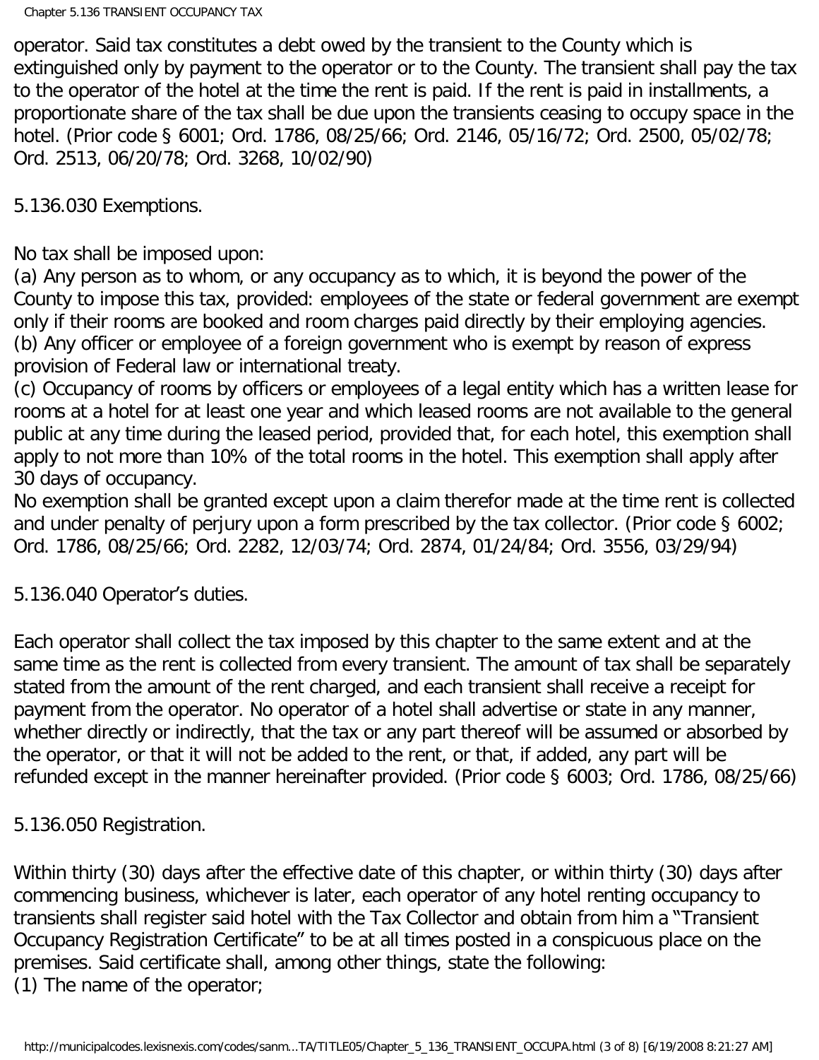operator. Said tax constitutes a debt owed by the transient to the County which is extinguished only by payment to the operator or to the County. The transient shall pay the tax to the operator of the hotel at the time the rent is paid. If the rent is paid in installments, a proportionate share of the tax shall be due upon the transients ceasing to occupy space in the hotel. (Prior code § 6001; Ord. 1786, 08/25/66; Ord. 2146, 05/16/72; Ord. 2500, 05/02/78; Ord. 2513, 06/20/78; Ord. 3268, 10/02/90)

### 5.136.030 Exemptions.

No tax shall be imposed upon:

(a) Any person as to whom, or any occupancy as to which, it is beyond the power of the County to impose this tax, provided: employees of the state or federal government are exempt only if their rooms are booked and room charges paid directly by their employing agencies.

(b) Any officer or employee of a foreign government who is exempt by reason of express provision of Federal law or international treaty.

(c) Occupancy of rooms by officers or employees of a legal entity which has a written lease for rooms at a hotel for at least one year and which leased rooms are not available to the general public at any time during the leased period, provided that, for each hotel, this exemption shall apply to not more than 10% of the total rooms in the hotel. This exemption shall apply after 30 days of occupancy.

No exemption shall be granted except upon a claim therefor made at the time rent is collected and under penalty of perjury upon a form prescribed by the tax collector. (Prior code § 6002; Ord. 1786, 08/25/66; Ord. 2282, 12/03/74; Ord. 2874, 01/24/84; Ord. 3556, 03/29/94)

### 5.136.040 Operator's duties.

Each operator shall collect the tax imposed by this chapter to the same extent and at the same time as the rent is collected from every transient. The amount of tax shall be separately stated from the amount of the rent charged, and each transient shall receive a receipt for payment from the operator. No operator of a hotel shall advertise or state in any manner, whether directly or indirectly, that the tax or any part thereof will be assumed or absorbed by the operator, or that it will not be added to the rent, or that, if added, any part will be refunded except in the manner hereinafter provided. (Prior code § 6003; Ord. 1786, 08/25/66)

### 5.136.050 Registration.

Within thirty (30) days after the effective date of this chapter, or within thirty (30) days after commencing business, whichever is later, each operator of any hotel renting occupancy to transients shall register said hotel with the Tax Collector and obtain from him a "Transient Occupancy Registration Certificate" to be at all times posted in a conspicuous place on the premises. Said certificate shall, among other things, state the following:

(1) The name of the operator;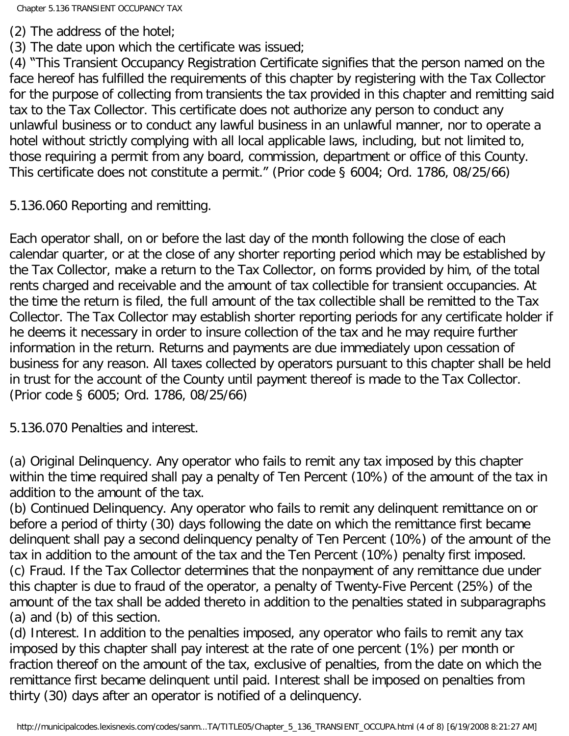(2) The address of the hotel;
(3) The date upon which the certificate was issued;
(4) "This Transient Occupancy Registration Certificate signifies that the person named on the face hereof has fulfilled the requirements of this chapter by registering with the Tax Collector for the purpose of collecting from transients the tax provided in this chapter and remitting said tax to the Tax Collector. This certificate does not authorize any person to conduct any unlawful business or to conduct any lawful business in an unlawful manner, nor to operate a hotel without strictly complying with all local applicable laws, including, but not limited to, those requiring a permit from any board, commission, department or office of this County. This certificate does not constitute a permit." (Prior code § 6004; Ord. 1786, 08/25/66)

5.136.060 Reporting and remitting.

Each operator shall, on or before the last day of the month following the close of each calendar quarter, or at the close of any shorter reporting period which may be established by the Tax Collector, make a return to the Tax Collector, on forms provided by him, of the total rents charged and receivable and the amount of tax collectible for transient occupancies. At the time the return is filed, the full amount of the tax collectible shall be remitted to the Tax Collector. The Tax Collector may establish shorter reporting periods for any certificate holder if he deems it necessary in order to insure collection of the tax and he may require further information in the return. Returns and payments are due immediately upon cessation of business for any reason. All taxes collected by operators pursuant to this chapter shall be held in trust for the account of the County until payment thereof is made to the Tax Collector. (Prior code § 6005; Ord. 1786, 08/25/66)

5.136.070 Penalties and interest.

(a) Original Delinquency. Any operator who fails to remit any tax imposed by this chapter within the time required shall pay a penalty of Ten Percent (10%) of the amount of the tax in addition to the amount of the tax.
(b) Continued Delinquency. Any operator who fails to remit any delinquent remittance on or before a period of thirty (30) days following the date on which the remittance first became delinquent shall pay a second delinquency penalty of Ten Percent (10%) of the amount of the tax in addition to the amount of the tax and the Ten Percent (10%) penalty first imposed.
(c) Fraud. If the Tax Collector determines that the nonpayment of any remittance due under this chapter is due to fraud of the operator, a penalty of Twenty-Five Percent (25%) of the amount of the tax shall be added thereto in addition to the penalties stated in subparagraphs (a) and (b) of this section.
(d) Interest. In addition to the penalties imposed, any operator who fails to remit any tax imposed by this chapter shall pay interest at the rate of one percent (1%) per month or fraction thereof on the amount of the tax, exclusive of penalties, from the date on which the remittance first became delinquent until paid. Interest shall be imposed on penalties from thirty (30) days after an operator is notified of a delinquency.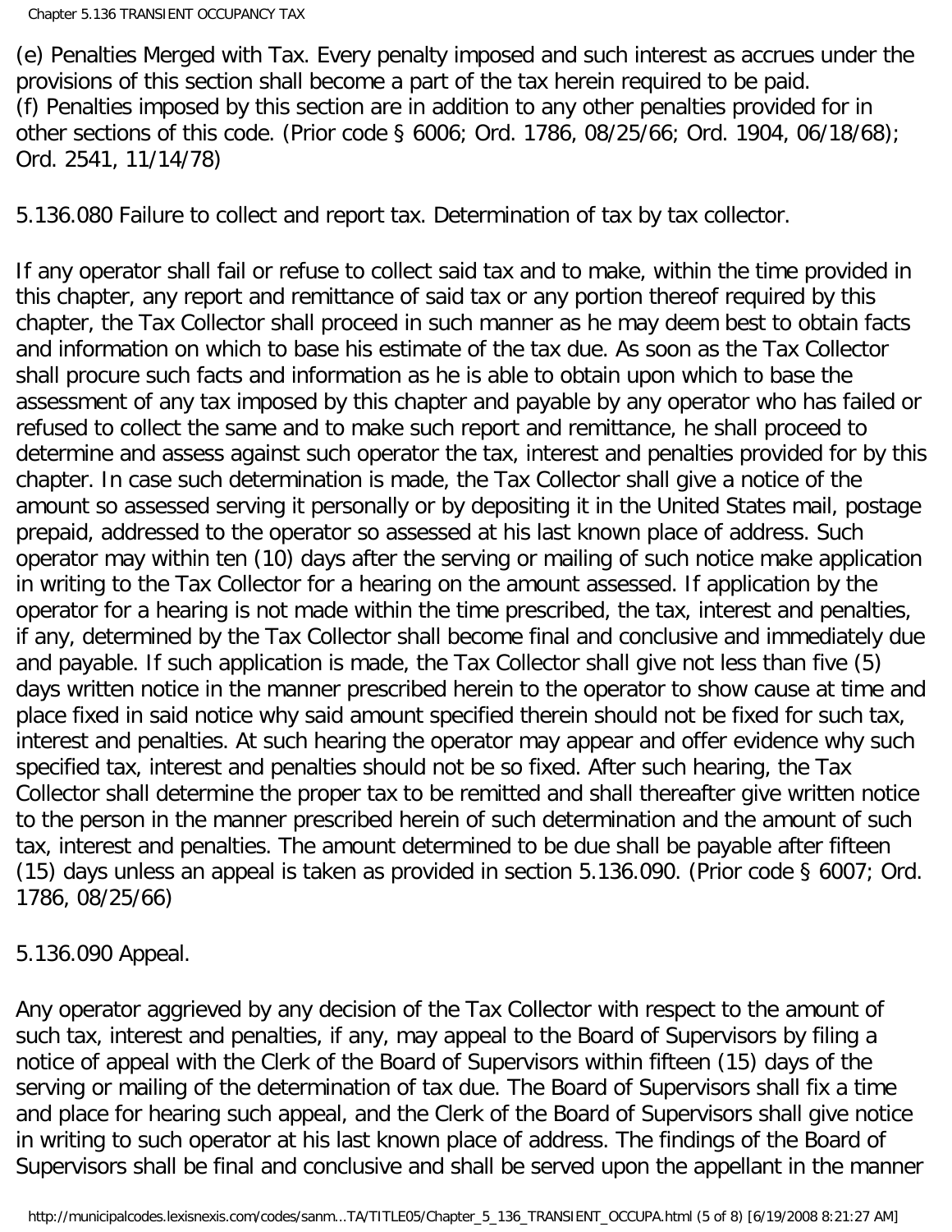(e) Penalties Merged with Tax. Every penalty imposed and such interest as accrues under the provisions of this section shall become a part of the tax herein required to be paid.
(f) Penalties imposed by this section are in addition to any other penalties provided for in other sections of this code. (Prior code § 6006; Ord. 1786, 08/25/66; Ord. 1904, 06/18/68); Ord. 2541, 11/14/78)

5.136.080 Failure to collect and report tax. Determination of tax by tax collector.

If any operator shall fail or refuse to collect said tax and to make, within the time provided in this chapter, any report and remittance of said tax or any portion thereof required by this chapter, the Tax Collector shall proceed in such manner as he may deem best to obtain facts and information on which to base his estimate of the tax due. As soon as the Tax Collector shall procure such facts and information as he is able to obtain upon which to base the assessment of any tax imposed by this chapter and payable by any operator who has failed or refused to collect the same and to make such report and remittance, he shall proceed to determine and assess against such operator the tax, interest and penalties provided for by this chapter. In case such determination is made, the Tax Collector shall give a notice of the amount so assessed serving it personally or by depositing it in the United States mail, postage prepaid, addressed to the operator so assessed at his last known place of address. Such operator may within ten (10) days after the serving or mailing of such notice make application in writing to the Tax Collector for a hearing on the amount assessed. If application by the operator for a hearing is not made within the time prescribed, the tax, interest and penalties, if any, determined by the Tax Collector shall become final and conclusive and immediately due and payable. If such application is made, the Tax Collector shall give not less than five (5) days written notice in the manner prescribed herein to the operator to show cause at time and place fixed in said notice why said amount specified therein should not be fixed for such tax, interest and penalties. At such hearing the operator may appear and offer evidence why such specified tax, interest and penalties should not be so fixed. After such hearing, the Tax Collector shall determine the proper tax to be remitted and shall thereafter give written notice to the person in the manner prescribed herein of such determination and the amount of such tax, interest and penalties. The amount determined to be due shall be payable after fifteen (15) days unless an appeal is taken as provided in section 5.136.090. (Prior code § 6007; Ord. 1786, 08/25/66)

5.136.090 Appeal.

Any operator aggrieved by any decision of the Tax Collector with respect to the amount of such tax, interest and penalties, if any, may appeal to the Board of Supervisors by filing a notice of appeal with the Clerk of the Board of Supervisors within fifteen (15) days of the serving or mailing of the determination of tax due. The Board of Supervisors shall fix a time and place for hearing such appeal, and the Clerk of the Board of Supervisors shall give notice in writing to such operator at his last known place of address. The findings of the Board of Supervisors shall be final and conclusive and shall be served upon the appellant in the manner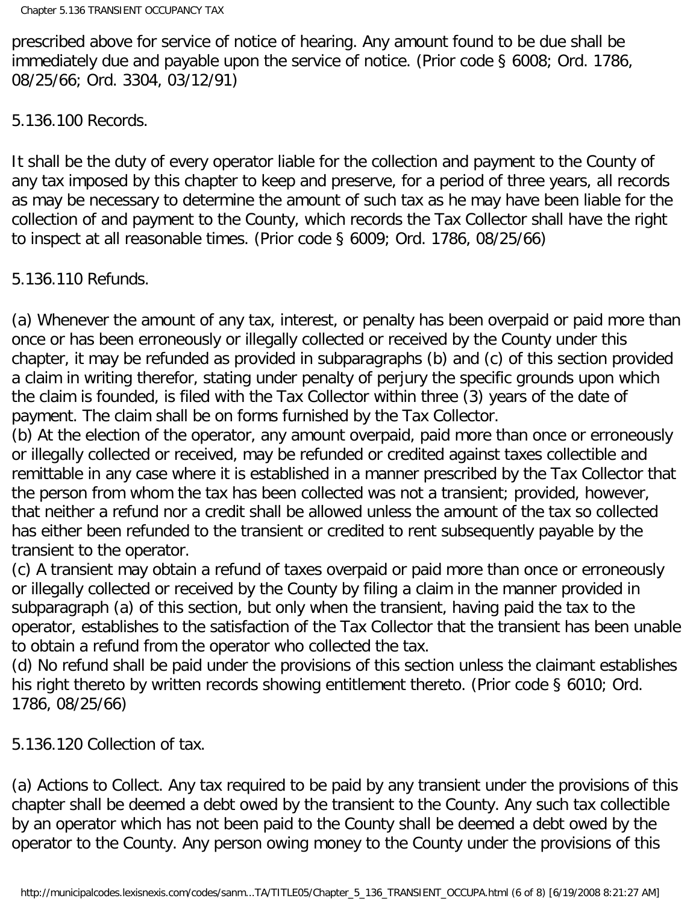prescribed above for service of notice of hearing. Any amount found to be due shall be immediately due and payable upon the service of notice. (Prior code § 6008; Ord. 1786, 08/25/66; Ord. 3304, 03/12/91)

5.136.100 Records.

It shall be the duty of every operator liable for the collection and payment to the County of any tax imposed by this chapter to keep and preserve, for a period of three years, all records as may be necessary to determine the amount of such tax as he may have been liable for the collection of and payment to the County, which records the Tax Collector shall have the right to inspect at all reasonable times. (Prior code § 6009; Ord. 1786, 08/25/66)

5.136.110 Refunds.

(a) Whenever the amount of any tax, interest, or penalty has been overpaid or paid more than once or has been erroneously or illegally collected or received by the County under this chapter, it may be refunded as provided in subparagraphs (b) and (c) of this section provided a claim in writing therefor, stating under penalty of perjury the specific grounds upon which the claim is founded, is filed with the Tax Collector within three (3) years of the date of payment. The claim shall be on forms furnished by the Tax Collector.
(b) At the election of the operator, any amount overpaid, paid more than once or erroneously or illegally collected or received, may be refunded or credited against taxes collectible and remittable in any case where it is established in a manner prescribed by the Tax Collector that the person from whom the tax has been collected was not a transient; provided, however, that neither a refund nor a credit shall be allowed unless the amount of the tax so collected has either been refunded to the transient or credited to rent subsequently payable by the transient to the operator.
(c) A transient may obtain a refund of taxes overpaid or paid more than once or erroneously or illegally collected or received by the County by filing a claim in the manner provided in subparagraph (a) of this section, but only when the transient, having paid the tax to the operator, establishes to the satisfaction of the Tax Collector that the transient has been unable to obtain a refund from the operator who collected the tax.
(d) No refund shall be paid under the provisions of this section unless the claimant establishes his right thereto by written records showing entitlement thereto. (Prior code § 6010; Ord. 1786, 08/25/66)

5.136.120 Collection of tax.

(a) Actions to Collect. Any tax required to be paid by any transient under the provisions of this chapter shall be deemed a debt owed by the transient to the County. Any such tax collectible by an operator which has not been paid to the County shall be deemed a debt owed by the operator to the County. Any person owing money to the County under the provisions of this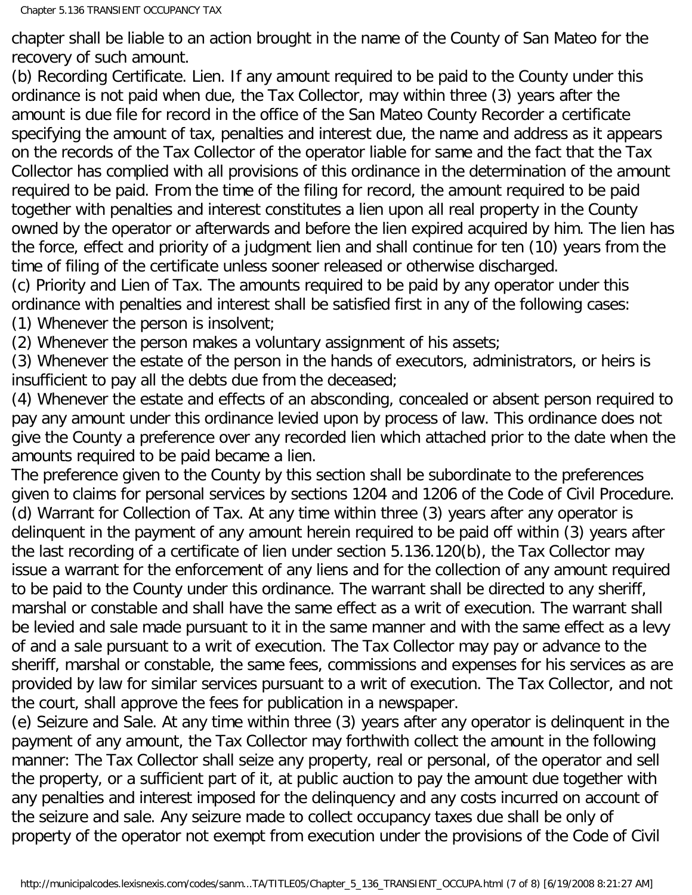chapter shall be liable to an action brought in the name of the County of San Mateo for the recovery of such amount.

(b) Recording Certificate. Lien. If any amount required to be paid to the County under this ordinance is not paid when due, the Tax Collector, may within three (3) years after the amount is due file for record in the office of the San Mateo County Recorder a certificate specifying the amount of tax, penalties and interest due, the name and address as it appears on the records of the Tax Collector of the operator liable for same and the fact that the Tax Collector has complied with all provisions of this ordinance in the determination of the amount required to be paid. From the time of the filing for record, the amount required to be paid together with penalties and interest constitutes a lien upon all real property in the County owned by the operator or afterwards and before the lien expired acquired by him. The lien has the force, effect and priority of a judgment lien and shall continue for ten (10) years from the time of filing of the certificate unless sooner released or otherwise discharged.

(c) Priority and Lien of Tax. The amounts required to be paid by any operator under this ordinance with penalties and interest shall be satisfied first in any of the following cases:

(1) Whenever the person is insolvent;

(2) Whenever the person makes a voluntary assignment of his assets;

(3) Whenever the estate of the person in the hands of executors, administrators, or heirs is insufficient to pay all the debts due from the deceased;

(4) Whenever the estate and effects of an absconding, concealed or absent person required to pay any amount under this ordinance levied upon by process of law. This ordinance does not give the County a preference over any recorded lien which attached prior to the date when the amounts required to be paid became a lien.

The preference given to the County by this section shall be subordinate to the preferences given to claims for personal services by sections 1204 and 1206 of the Code of Civil Procedure.

(d) Warrant for Collection of Tax. At any time within three (3) years after any operator is delinquent in the payment of any amount herein required to be paid off within (3) years after the last recording of a certificate of lien under section 5.136.120(b), the Tax Collector may issue a warrant for the enforcement of any liens and for the collection of any amount required to be paid to the County under this ordinance. The warrant shall be directed to any sheriff, marshal or constable and shall have the same effect as a writ of execution. The warrant shall be levied and sale made pursuant to it in the same manner and with the same effect as a levy of and a sale pursuant to a writ of execution. The Tax Collector may pay or advance to the sheriff, marshal or constable, the same fees, commissions and expenses for his services as are provided by law for similar services pursuant to a writ of execution. The Tax Collector, and not the court, shall approve the fees for publication in a newspaper.

(e) Seizure and Sale. At any time within three (3) years after any operator is delinquent in the payment of any amount, the Tax Collector may forthwith collect the amount in the following manner: The Tax Collector shall seize any property, real or personal, of the operator and sell the property, or a sufficient part of it, at public auction to pay the amount due together with any penalties and interest imposed for the delinquency and any costs incurred on account of the seizure and sale. Any seizure made to collect occupancy taxes due shall be only of property of the operator not exempt from execution under the provisions of the Code of Civil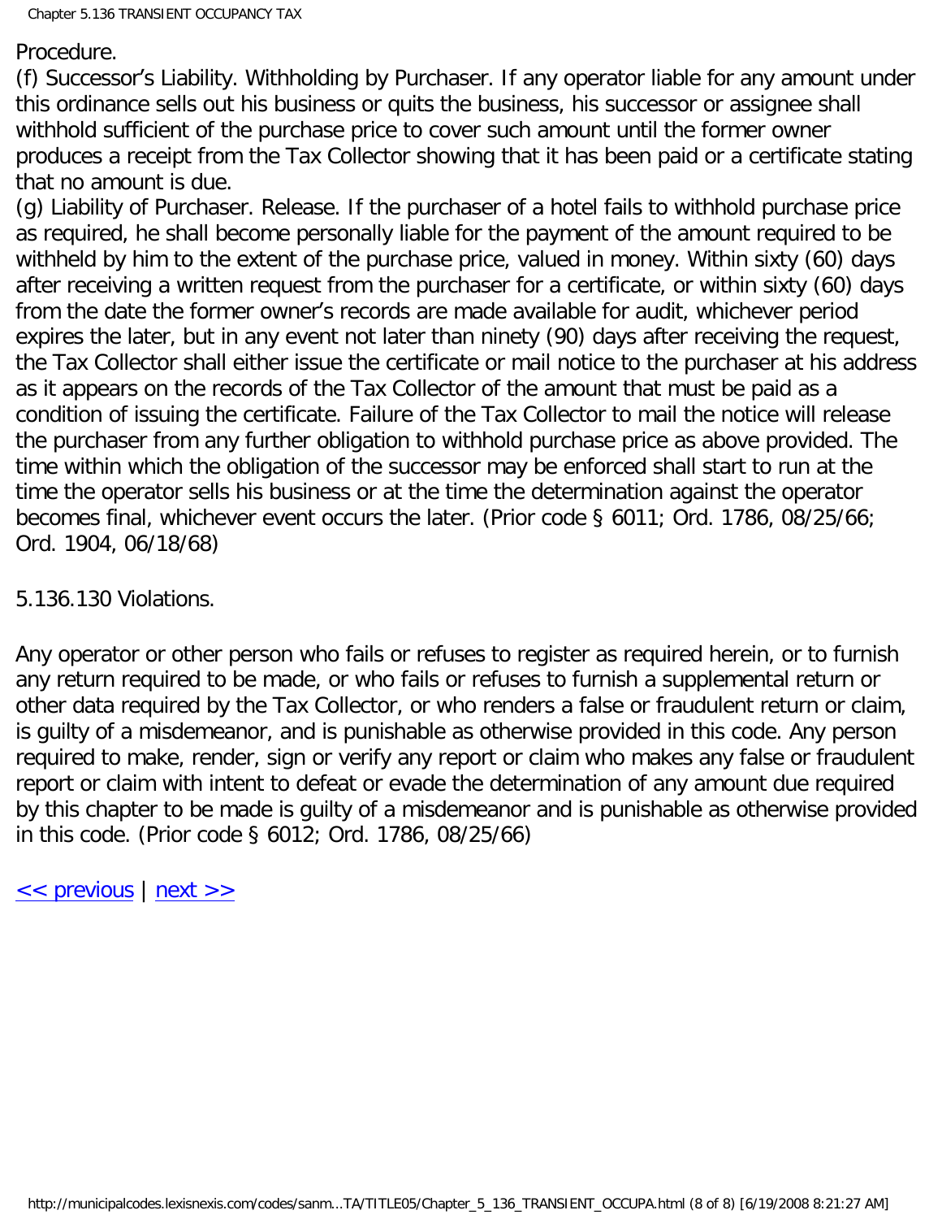Procedure.

(f) Successor's Liability. Withholding by Purchaser. If any operator liable for any amount under this ordinance sells out his business or quits the business, his successor or assignee shall withhold sufficient of the purchase price to cover such amount until the former owner produces a receipt from the Tax Collector showing that it has been paid or a certificate stating that no amount is due.

(g) Liability of Purchaser. Release. If the purchaser of a hotel fails to withhold purchase price as required, he shall become personally liable for the payment of the amount required to be withheld by him to the extent of the purchase price, valued in money. Within sixty (60) days after receiving a written request from the purchaser for a certificate, or within sixty (60) days from the date the former owner's records are made available for audit, whichever period expires the later, but in any event not later than ninety (90) days after receiving the request, the Tax Collector shall either issue the certificate or mail notice to the purchaser at his address as it appears on the records of the Tax Collector of the amount that must be paid as a condition of issuing the certificate. Failure of the Tax Collector to mail the notice will release the purchaser from any further obligation to withhold purchase price as above provided. The time within which the obligation of the successor may be enforced shall start to run at the time the operator sells his business or at the time the determination against the operator becomes final, whichever event occurs the later. (Prior code § 6011; Ord. 1786, 08/25/66; Ord. 1904, 06/18/68)

## 5.136.130 Violations.

Any operator or other person who fails or refuses to register as required herein, or to furnish any return required to be made, or who fails or refuses to furnish a supplemental return or other data required by the Tax Collector, or who renders a false or fraudulent return or claim, is guilty of a misdemeanor, and is punishable as otherwise provided in this code. Any person required to make, render, sign or verify any report or claim who makes any false or fraudulent report or claim with intent to defeat or evade the determination of any amount due required by this chapter to be made is guilty of a misdemeanor and is punishable as otherwise provided in this code. (Prior code § 6012; Ord. 1786, 08/25/66)

<< previous | next >>